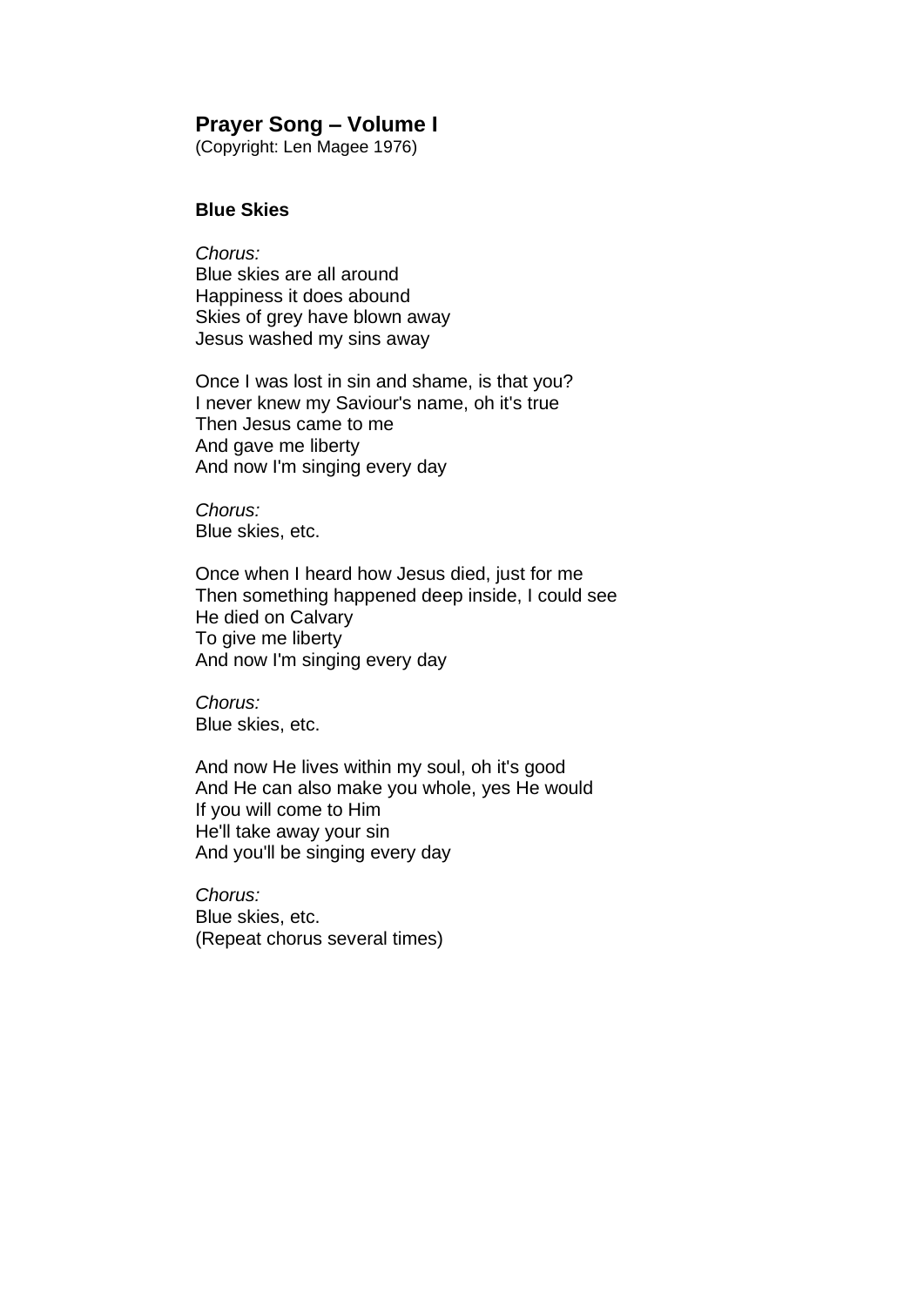# Prayer Song – Volume I

(Copyright: Len Magee 1976)

### Blue Skies

*Chorus:*
Blue skies are all around
Happiness it does abound
Skies of grey have blown away
Jesus washed my sins away

Once I was lost in sin and shame, is that you?
I never knew my Saviour's name, oh it's true
Then Jesus came to me
And gave me liberty
And now I'm singing every day

*Chorus:*
Blue skies, etc.

Once when I heard how Jesus died, just for me
Then something happened deep inside, I could see
He died on Calvary
To give me liberty
And now I'm singing every day

*Chorus:*
Blue skies, etc.

And now He lives within my soul, oh it's good
And He can also make you whole, yes He would
If you will come to Him
He'll take away your sin
And you'll be singing every day

*Chorus:*
Blue skies, etc.
(Repeat chorus several times)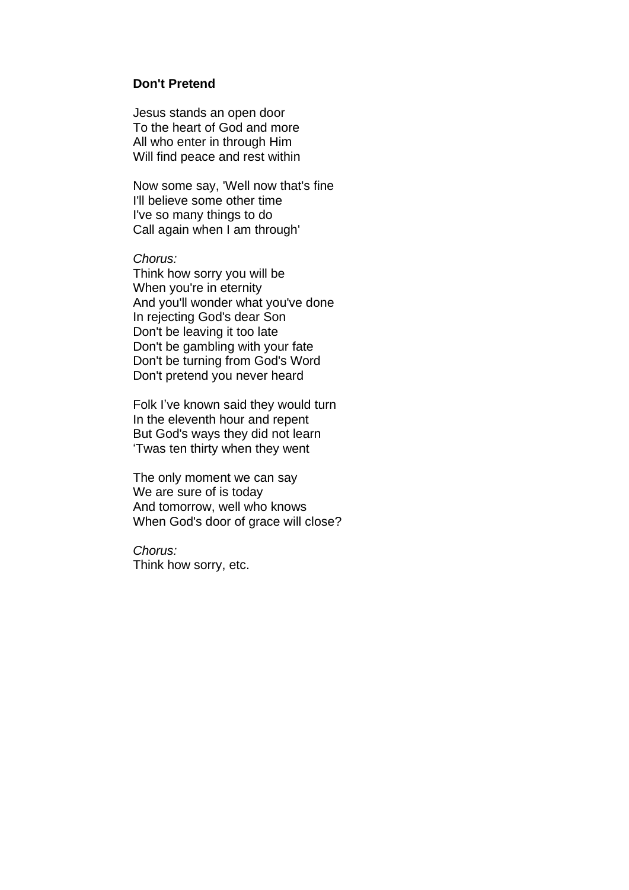**Don't Pretend**

Jesus stands an open door
To the heart of God and more
All who enter in through Him
Will find peace and rest within

Now some say, 'Well now that's fine
I'll believe some other time
I've so many things to do
Call again when I am through'

*Chorus:*
Think how sorry you will be
When you're in eternity
And you'll wonder what you've done
In rejecting God's dear Son
Don't be leaving it too late
Don't be gambling with your fate
Don't be turning from God's Word
Don't pretend you never heard

Folk I've known said they would turn
In the eleventh hour and repent
But God's ways they did not learn
'Twas ten thirty when they went

The only moment we can say
We are sure of is today
And tomorrow, well who knows
When God's door of grace will close?

*Chorus:*
Think how sorry, etc.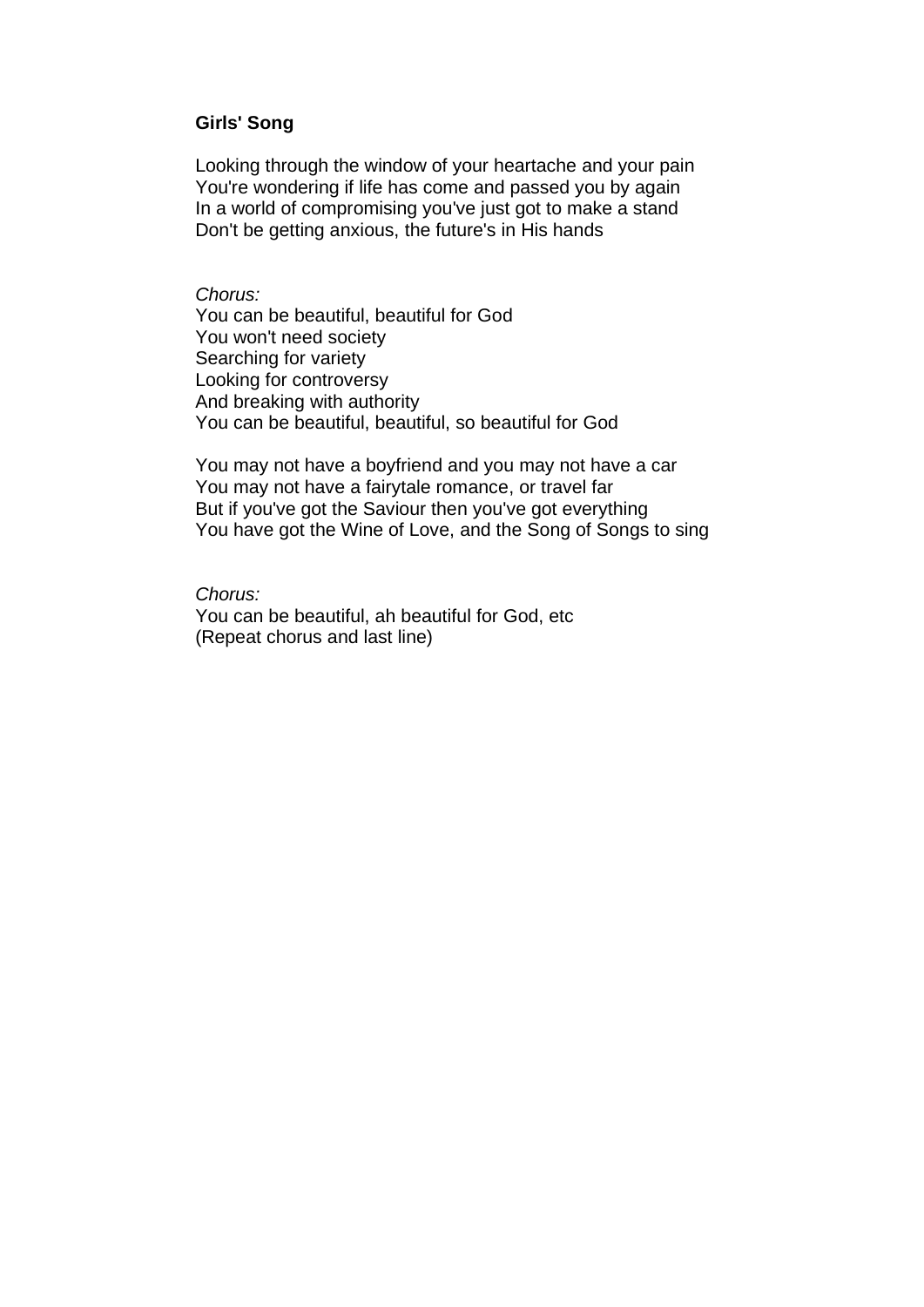**Girls' Song**

Looking through the window of your heartache and your pain
You're wondering if life has come and passed you by again
In a world of compromising you've just got to make a stand
Don't be getting anxious, the future's in His hands

*Chorus:*
You can be beautiful, beautiful for God
You won't need society
Searching for variety
Looking for controversy
And breaking with authority
You can be beautiful, beautiful, so beautiful for God

You may not have a boyfriend and you may not have a car
You may not have a fairytale romance, or travel far
But if you've got the Saviour then you've got everything
You have got the Wine of Love, and the Song of Songs to sing

*Chorus:*
You can be beautiful, ah beautiful for God, etc
(Repeat chorus and last line)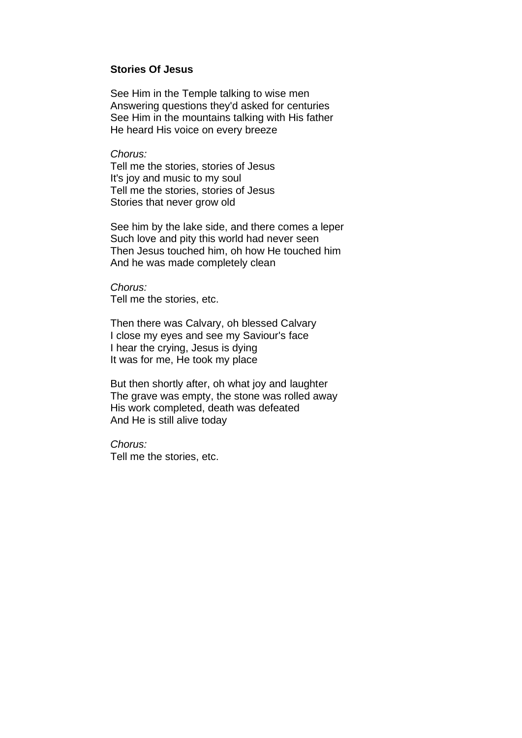**Stories Of Jesus**

See Him in the Temple talking to wise men  
Answering questions they'd asked for centuries  
See Him in the mountains talking with His father  
He heard His voice on every breeze

*Chorus:*  
Tell me the stories, stories of Jesus  
It's joy and music to my soul  
Tell me the stories, stories of Jesus  
Stories that never grow old

See him by the lake side, and there comes a leper  
Such love and pity this world had never seen  
Then Jesus touched him, oh how He touched him  
And he was made completely clean

*Chorus:*  
Tell me the stories, etc.

Then there was Calvary, oh blessed Calvary  
I close my eyes and see my Saviour's face  
I hear the crying, Jesus is dying  
It was for me, He took my place

But then shortly after, oh what joy and laughter  
The grave was empty, the stone was rolled away  
His work completed, death was defeated  
And He is still alive today

*Chorus:*  
Tell me the stories, etc.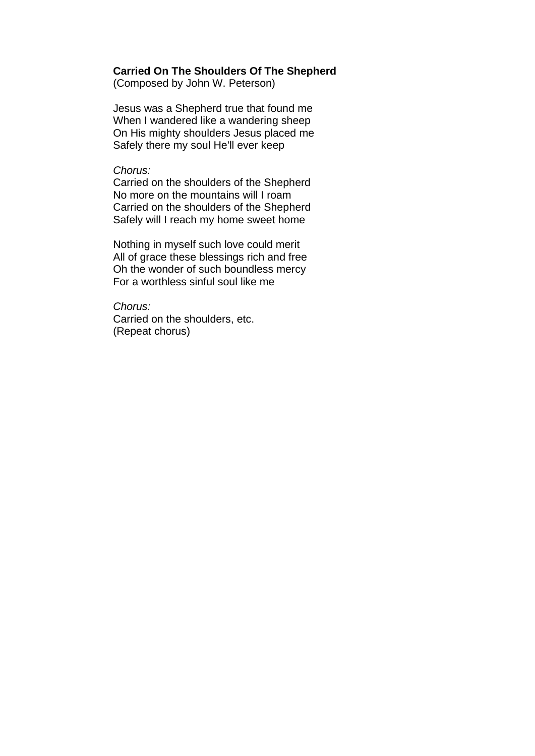**Carried On The Shoulders Of The Shepherd**
(Composed by John W. Peterson)

Jesus was a Shepherd true that found me
When I wandered like a wandering sheep
On His mighty shoulders Jesus placed me
Safely there my soul He'll ever keep

*Chorus:*
Carried on the shoulders of the Shepherd
No more on the mountains will I roam
Carried on the shoulders of the Shepherd
Safely will I reach my home sweet home

Nothing in myself such love could merit
All of grace these blessings rich and free
Oh the wonder of such boundless mercy
For a worthless sinful soul like me

*Chorus:*
Carried on the shoulders, etc.
(Repeat chorus)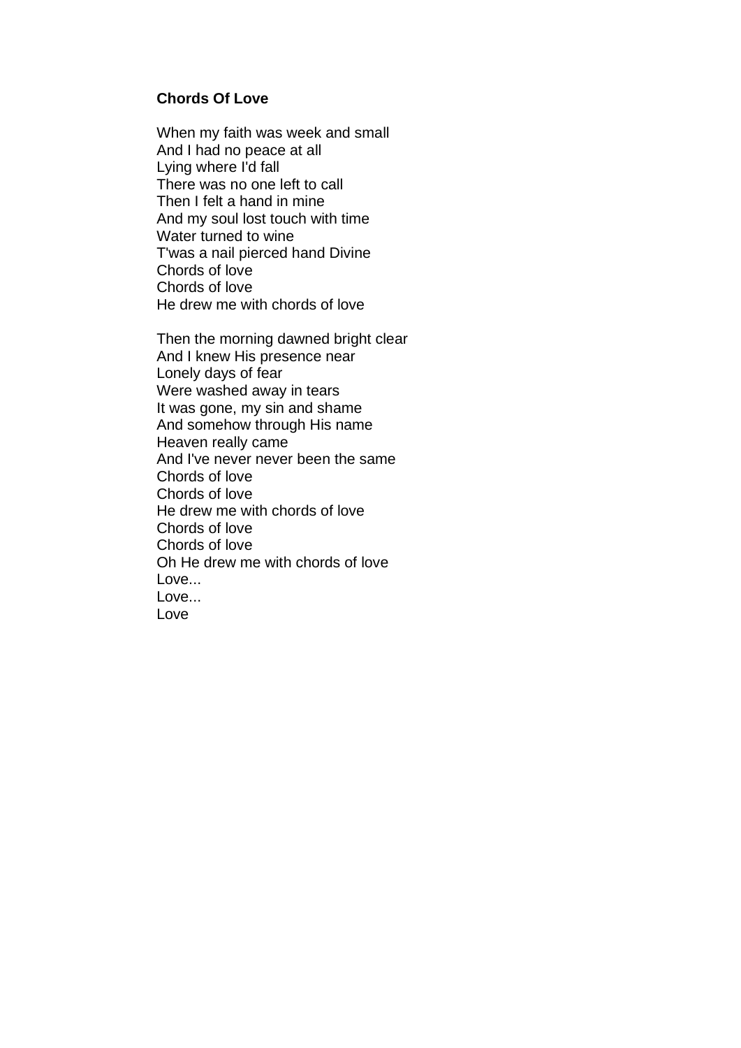**Chords Of Love**

When my faith was week and small
And I had no peace at all
Lying where I'd fall
There was no one left to call
Then I felt a hand in mine
And my soul lost touch with time
Water turned to wine
T'was a nail pierced hand Divine
Chords of love
Chords of love
He drew me with chords of love

Then the morning dawned bright clear
And I knew His presence near
Lonely days of fear
Were washed away in tears
It was gone, my sin and shame
And somehow through His name
Heaven really came
And I've never never been the same
Chords of love
Chords of love
He drew me with chords of love
Chords of love
Chords of love
Oh He drew me with chords of love
Love...
Love...
Love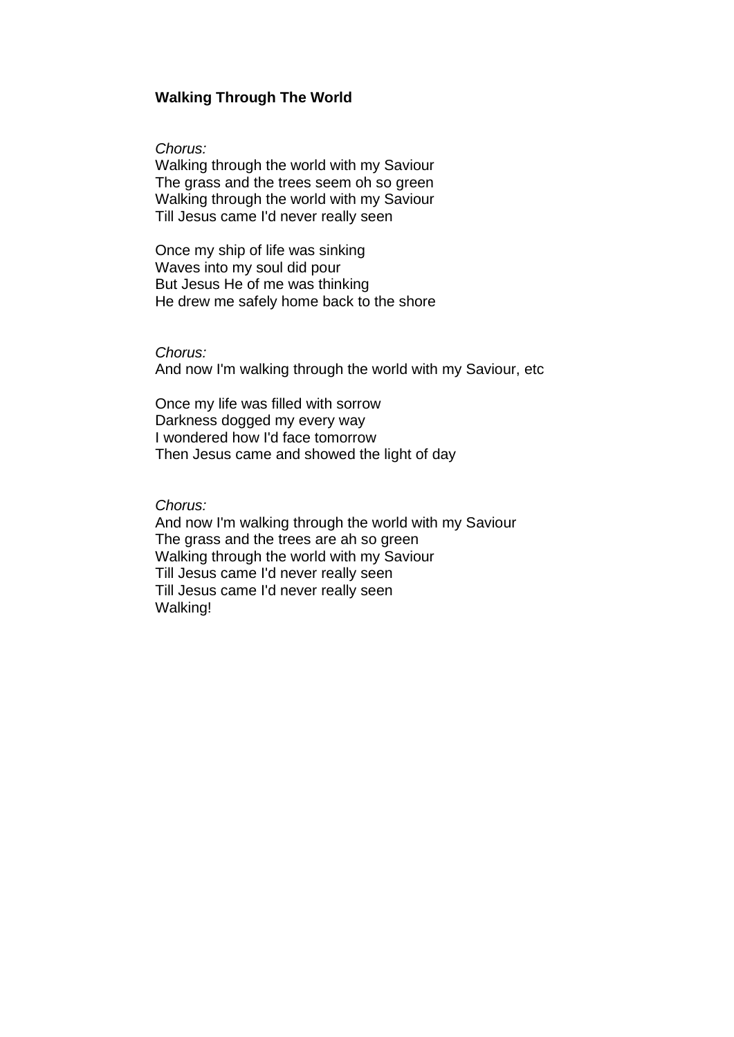**Walking Through The World**

*Chorus:*
Walking through the world with my Saviour
The grass and the trees seem oh so green
Walking through the world with my Saviour
Till Jesus came I'd never really seen

Once my ship of life was sinking
Waves into my soul did pour
But Jesus He of me was thinking
He drew me safely home back to the shore

*Chorus:*
And now I'm walking through the world with my Saviour, etc

Once my life was filled with sorrow
Darkness dogged my every way
I wondered how I'd face tomorrow
Then Jesus came and showed the light of day

*Chorus:*
And now I'm walking through the world with my Saviour
The grass and the trees are ah so green
Walking through the world with my Saviour
Till Jesus came I'd never really seen
Till Jesus came I'd never really seen
Walking!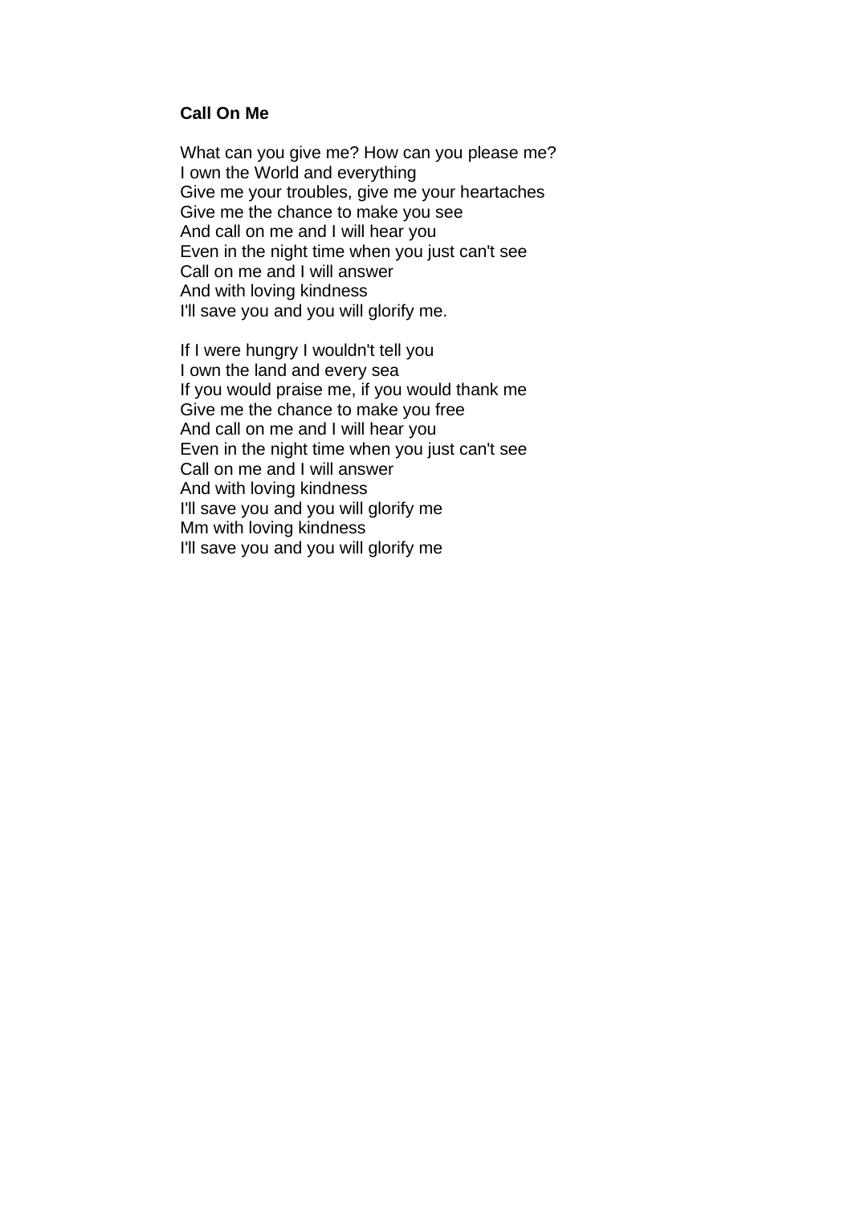**Call On Me**

What can you give me? How can you please me?
I own the World and everything
Give me your troubles, give me your heartaches
Give me the chance to make you see
And call on me and I will hear you
Even in the night time when you just can't see
Call on me and I will answer
And with loving kindness
I'll save you and you will glorify me.

If I were hungry I wouldn't tell you
I own the land and every sea
If you would praise me, if you would thank me
Give me the chance to make you free
And call on me and I will hear you
Even in the night time when you just can't see
Call on me and I will answer
And with loving kindness
I'll save you and you will glorify me
Mm with loving kindness
I'll save you and you will glorify me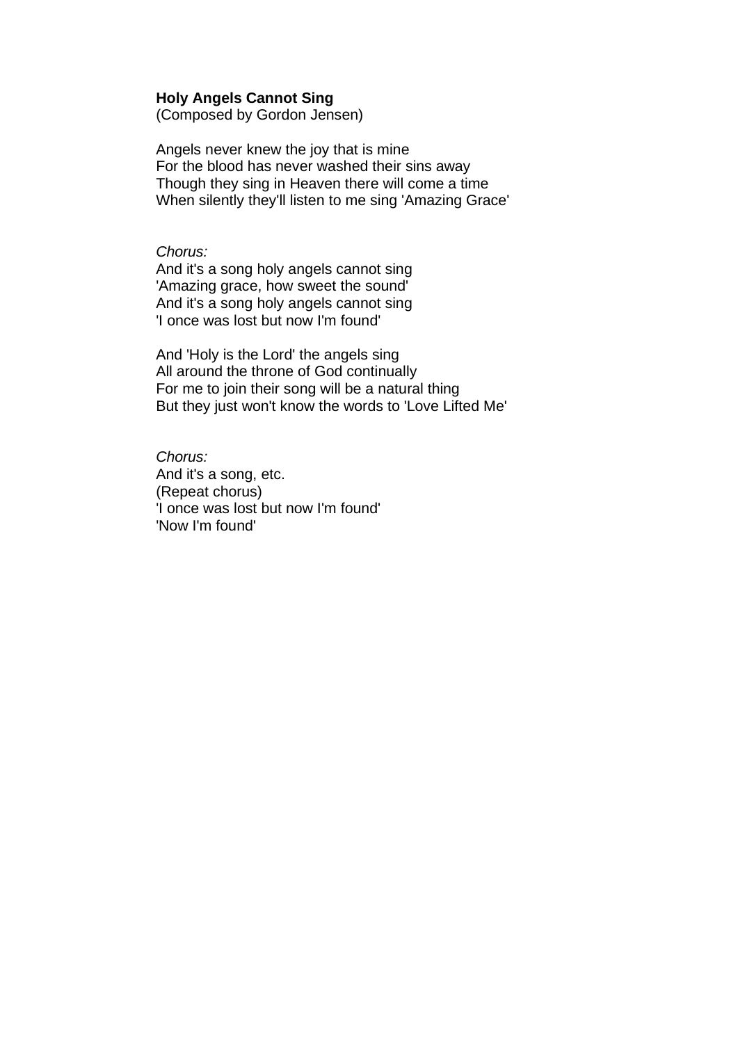**Holy Angels Cannot Sing**
(Composed by Gordon Jensen)

Angels never knew the joy that is mine
For the blood has never washed their sins away
Though they sing in Heaven there will come a time
When silently they'll listen to me sing 'Amazing Grace'

*Chorus:*
And it's a song holy angels cannot sing
'Amazing grace, how sweet the sound'
And it's a song holy angels cannot sing
'I once was lost but now I'm found'

And 'Holy is the Lord' the angels sing
All around the throne of God continually
For me to join their song will be a natural thing
But they just won't know the words to 'Love Lifted Me'

*Chorus:*
And it's a song, etc.
(Repeat chorus)
'I once was lost but now I'm found'
'Now I'm found'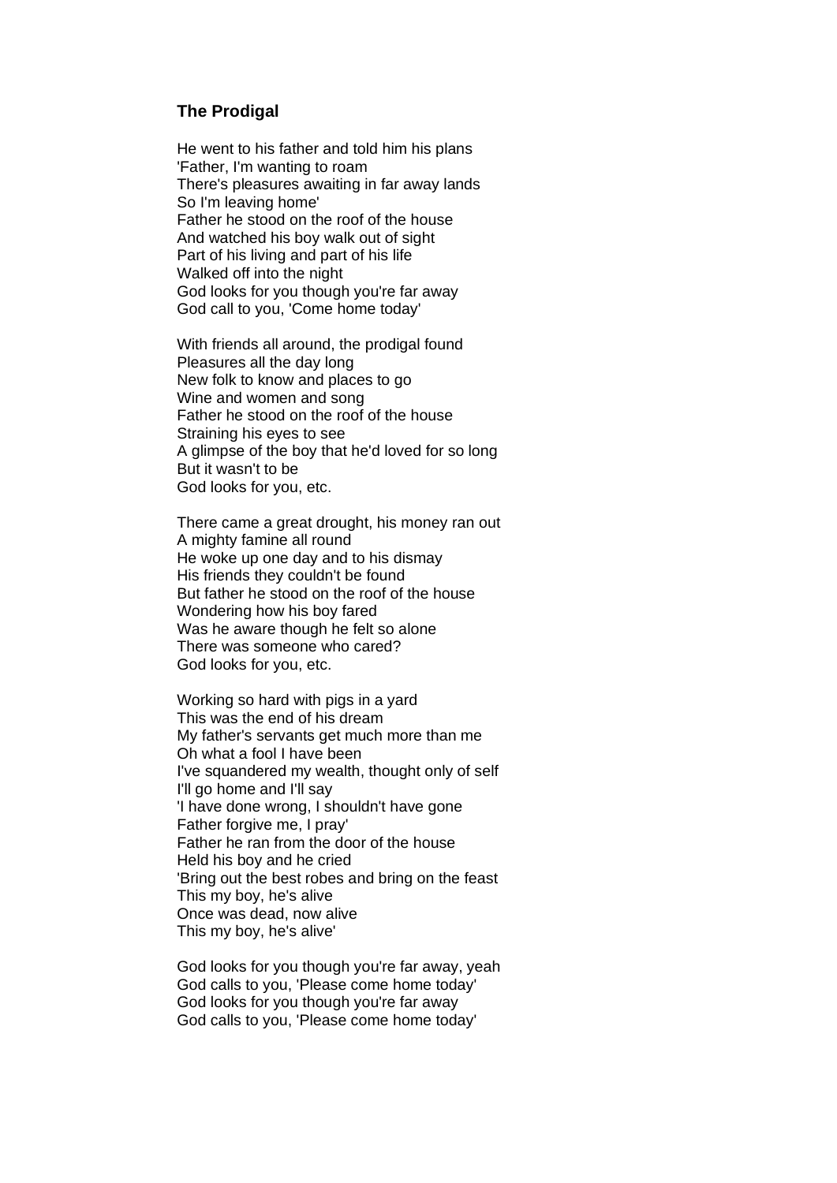### The Prodigal

He went to his father and told him his plans
'Father, I'm wanting to roam
There's pleasures awaiting in far away lands
So I'm leaving home'
Father he stood on the roof of the house
And watched his boy walk out of sight
Part of his living and part of his life
Walked off into the night
God looks for you though you're far away
God call to you, 'Come home today'

With friends all around, the prodigal found
Pleasures all the day long
New folk to know and places to go
Wine and women and song
Father he stood on the roof of the house
Straining his eyes to see
A glimpse of the boy that he'd loved for so long
But it wasn't to be
God looks for you, etc.

There came a great drought, his money ran out
A mighty famine all round
He woke up one day and to his dismay
His friends they couldn't be found
But father he stood on the roof of the house
Wondering how his boy fared
Was he aware though he felt so alone
There was someone who cared?
God looks for you, etc.

Working so hard with pigs in a yard
This was the end of his dream
My father's servants get much more than me
Oh what a fool I have been
I've squandered my wealth, thought only of self
I'll go home and I'll say
'I have done wrong, I shouldn't have gone
Father forgive me, I pray'
Father he ran from the door of the house
Held his boy and he cried
'Bring out the best robes and bring on the feast
This my boy, he's alive
Once was dead, now alive
This my boy, he's alive'

God looks for you though you're far away, yeah
God calls to you, 'Please come home today'
God looks for you though you're far away
God calls to you, 'Please come home today'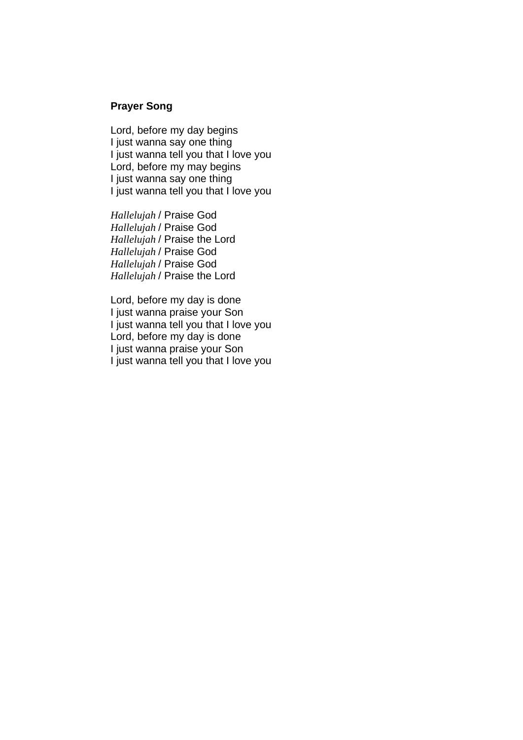**Prayer Song**

Lord, before my day begins
I just wanna say one thing
I just wanna tell you that I love you
Lord, before my may begins
I just wanna say one thing
I just wanna tell you that I love you

*Hallelujah* / Praise God
*Hallelujah* / Praise God
*Hallelujah* / Praise the Lord
*Hallelujah* / Praise God
*Hallelujah* / Praise God
*Hallelujah* / Praise the Lord

Lord, before my day is done
I just wanna praise your Son
I just wanna tell you that I love you
Lord, before my day is done
I just wanna praise your Son
I just wanna tell you that I love you